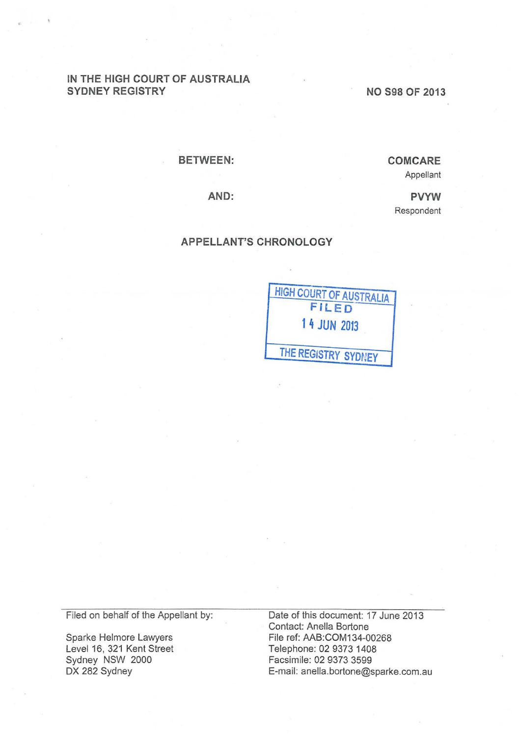IN THE HIGH COURT OF AUSTRALIA
SYDNEY REGISTRY

NO S98 OF 2013

BETWEEN:

**COMCARE**
Appellant

AND:

**PVYW**
Respondent

## APPELLANT'S CHRONOLOGY

HIGH COURT OF AUSTRALIA
FILED
14 JUN 2013
THE REGISTRY SYDNEY

Filed on behalf of the Appellant by:

Sparke Helmore Lawyers
Level 16, 321 Kent Street
Sydney NSW 2000
DX 282 Sydney

Date of this document: 17 June 2013
Contact: Anella Bortone
File ref: AAB:COM134-00268
Telephone: 02 9373 1408
Facsimile: 02 9373 3599
E-mail: anella.bortone@sparke.com.au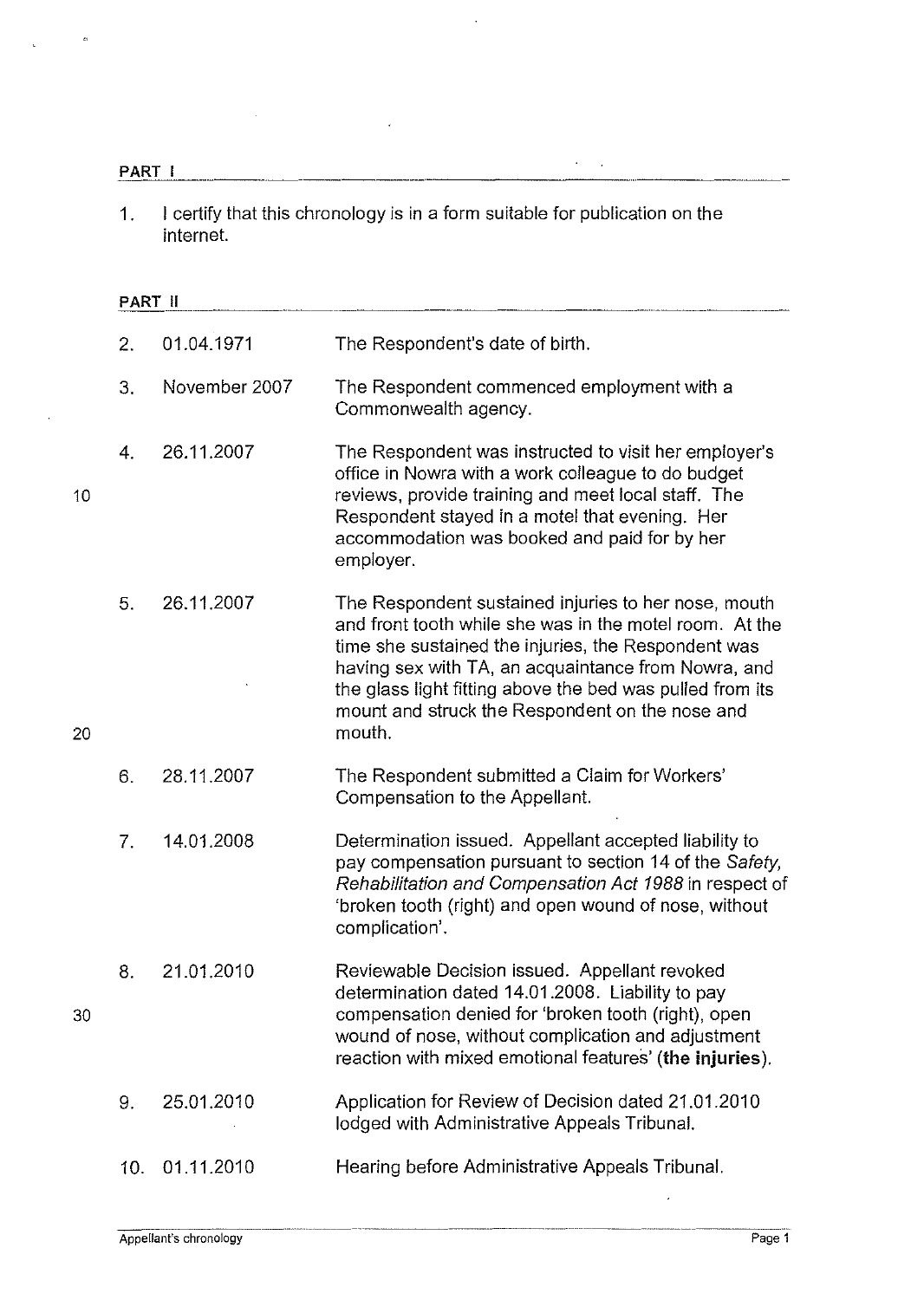## PART I

1. I certify that this chronology is in a form suitable for publication on the internet.

## PART II

| | | |
|---|---|---|
| 2. | 01.04.1971 | The Respondent's date of birth. |
| 3. | November 2007 | The Respondent commenced employment with a Commonwealth agency. |
| 4. | 26.11.2007 | The Respondent was instructed to visit her employer's office in Nowra with a work colleague to do budget reviews, provide training and meet local staff. The Respondent stayed in a motel that evening. Her accommodation was booked and paid for by her employer. |
| 5. | 26.11.2007 | The Respondent sustained injuries to her nose, mouth and front tooth while she was in the motel room. At the time she sustained the injuries, the Respondent was having sex with TA, an acquaintance from Nowra, and the glass light fitting above the bed was pulled from its mount and struck the Respondent on the nose and mouth. |
| 6. | 28.11.2007 | The Respondent submitted a Claim for Workers' Compensation to the Appellant. |
| 7. | 14.01.2008 | Determination issued. Appellant accepted liability to pay compensation pursuant to section 14 of the *Safety, Rehabilitation and Compensation Act 1988* in respect of 'broken tooth (right) and open wound of nose, without complication'. |
| 8. | 21.01.2010 | Reviewable Decision issued. Appellant revoked determination dated 14.01.2008. Liability to pay compensation denied for 'broken tooth (right), open wound of nose, without complication and adjustment reaction with mixed emotional features' (**the injuries**). |
| 9. | 25.01.2010 | Application for Review of Decision dated 21.01.2010 lodged with Administrative Appeals Tribunal. |
| 10. | 01.11.2010 | Hearing before Administrative Appeals Tribunal. |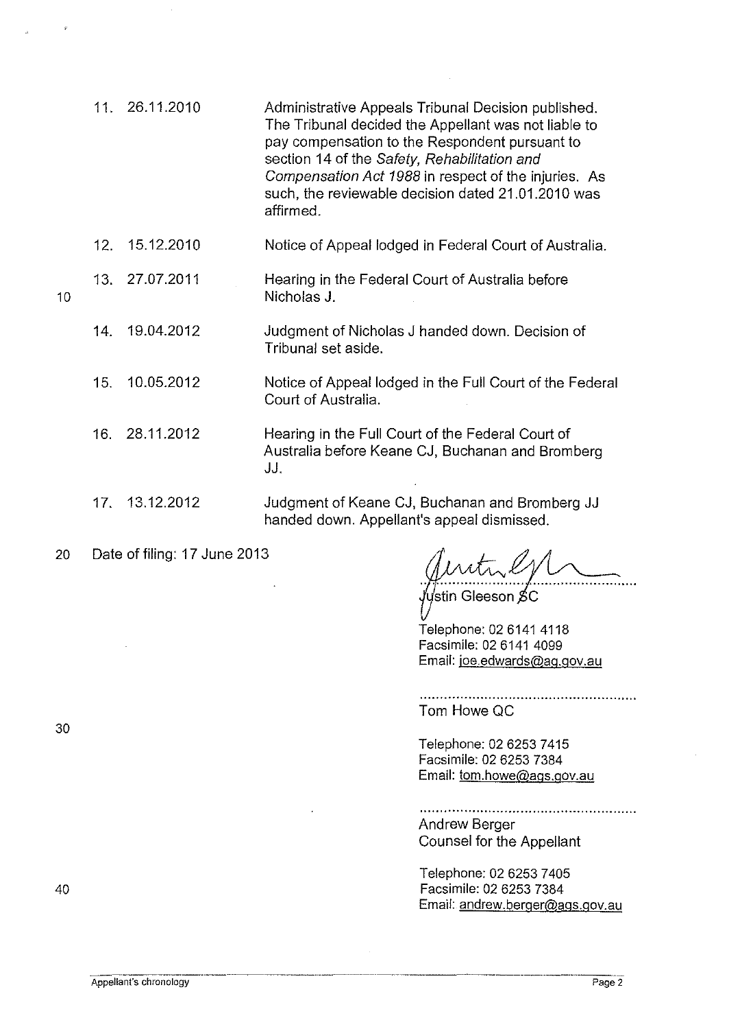| | | |
|---|---|---|
| 11. | 26.11.2010 | Administrative Appeals Tribunal Decision published. The Tribunal decided the Appellant was not liable to pay compensation to the Respondent pursuant to section 14 of the *Safety, Rehabilitation and Compensation Act 1988* in respect of the injuries. As such, the reviewable decision dated 21.01.2010 was affirmed. |
| 12. | 15.12.2010 | Notice of Appeal lodged in Federal Court of Australia. |
| 13. | 27.07.2011 | Hearing in the Federal Court of Australia before Nicholas J. |
| 14. | 19.04.2012 | Judgment of Nicholas J handed down. Decision of Tribunal set aside. |
| 15. | 10.05.2012 | Notice of Appeal lodged in the Full Court of the Federal Court of Australia. |
| 16. | 28.11.2012 | Hearing in the Full Court of the Federal Court of Australia before Keane CJ, Buchanan and Bromberg JJ. |
| 17. | 13.12.2012 | Judgment of Keane CJ, Buchanan and Bromberg JJ handed down. Appellant's appeal dismissed. |

Date of filing: 17 June 2013

Justin Gleeson SC

Telephone: 02 6141 4118
Facsimile: 02 6141 4099
Email: joe.edwards@ag.gov.au

Tom Howe QC

Telephone: 02 6253 7415
Facsimile: 02 6253 7384
Email: tom.howe@ags.gov.au

Andrew Berger
Counsel for the Appellant

Telephone: 02 6253 7405
Facsimile: 02 6253 7384
Email: andrew.berger@ags.gov.au